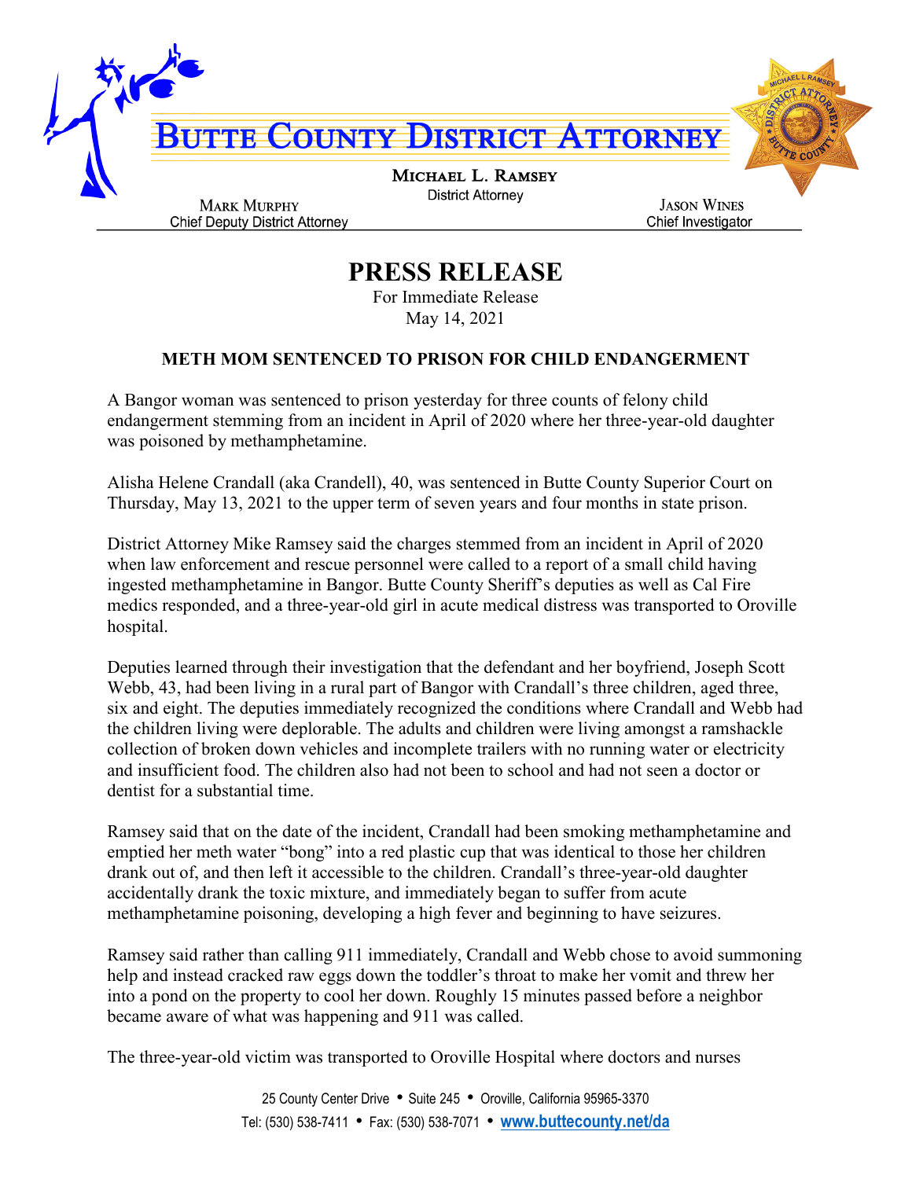# BUTTE COUNTY DISTRICT ATTORNEY

**MICHAEL L. RAMSEY**
District Attorney

MARK MURPHY
Chief Deputy District Attorney

JASON WINES
Chief Investigator

## PRESS RELEASE

For Immediate Release
May 14, 2021

### METH MOM SENTENCED TO PRISON FOR CHILD ENDANGERMENT

A Bangor woman was sentenced to prison yesterday for three counts of felony child endangerment stemming from an incident in April of 2020 where her three-year-old daughter was poisoned by methamphetamine.

Alisha Helene Crandall (aka Crandell), 40, was sentenced in Butte County Superior Court on Thursday, May 13, 2021 to the upper term of seven years and four months in state prison.

District Attorney Mike Ramsey said the charges stemmed from an incident in April of 2020 when law enforcement and rescue personnel were called to a report of a small child having ingested methamphetamine in Bangor. Butte County Sheriff's deputies as well as Cal Fire medics responded, and a three-year-old girl in acute medical distress was transported to Oroville hospital.

Deputies learned through their investigation that the defendant and her boyfriend, Joseph Scott Webb, 43, had been living in a rural part of Bangor with Crandall's three children, aged three, six and eight. The deputies immediately recognized the conditions where Crandall and Webb had the children living were deplorable. The adults and children were living amongst a ramshackle collection of broken down vehicles and incomplete trailers with no running water or electricity and insufficient food. The children also had not been to school and had not seen a doctor or dentist for a substantial time.

Ramsey said that on the date of the incident, Crandall had been smoking methamphetamine and emptied her meth water "bong" into a red plastic cup that was identical to those her children drank out of, and then left it accessible to the children. Crandall's three-year-old daughter accidentally drank the toxic mixture, and immediately began to suffer from acute methamphetamine poisoning, developing a high fever and beginning to have seizures.

Ramsey said rather than calling 911 immediately, Crandall and Webb chose to avoid summoning help and instead cracked raw eggs down the toddler's throat to make her vomit and threw her into a pond on the property to cool her down. Roughly 15 minutes passed before a neighbor became aware of what was happening and 911 was called.

The three-year-old victim was transported to Oroville Hospital where doctors and nurses

25 County Center Drive • Suite 245 • Oroville, California 95965-3370
Tel: (530) 538-7411 • Fax: (530) 538-7071 • www.buttecounty.net/da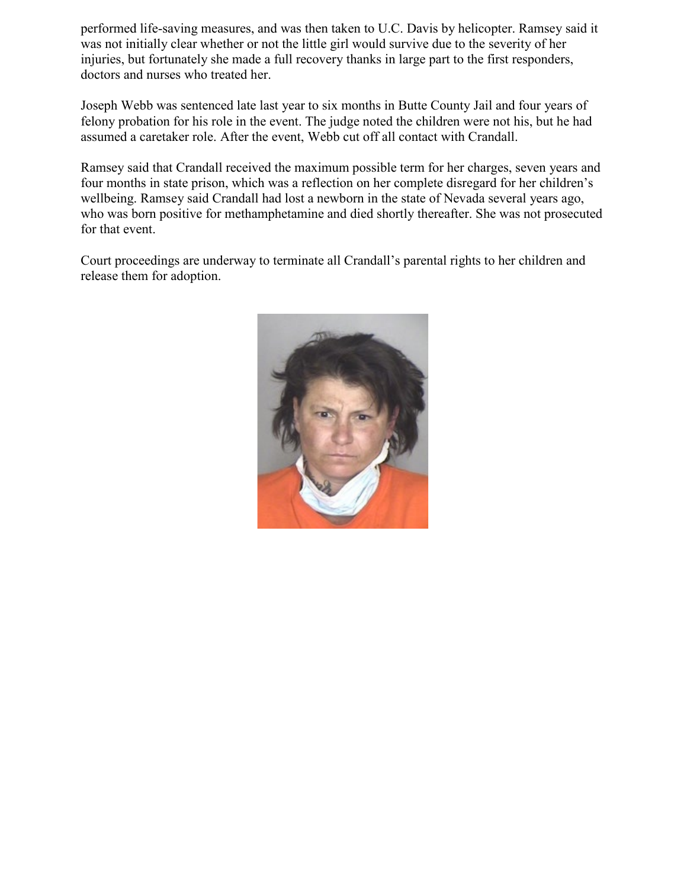performed life-saving measures, and was then taken to U.C. Davis by helicopter. Ramsey said it was not initially clear whether or not the little girl would survive due to the severity of her injuries, but fortunately she made a full recovery thanks in large part to the first responders, doctors and nurses who treated her.

Joseph Webb was sentenced late last year to six months in Butte County Jail and four years of felony probation for his role in the event. The judge noted the children were not his, but he had assumed a caretaker role. After the event, Webb cut off all contact with Crandall.

Ramsey said that Crandall received the maximum possible term for her charges, seven years and four months in state prison, which was a reflection on her complete disregard for her children's wellbeing. Ramsey said Crandall had lost a newborn in the state of Nevada several years ago, who was born positive for methamphetamine and died shortly thereafter. She was not prosecuted for that event.

Court proceedings are underway to terminate all Crandall's parental rights to her children and release them for adoption.